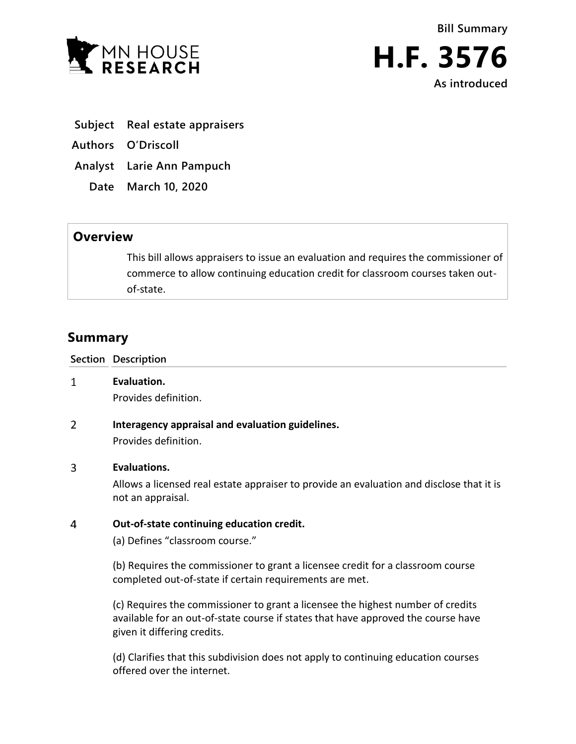MN HOUSE RESEARCH

Bill Summary

# H.F. 3576

As introduced

**Subject** Real estate appraisers

**Authors** O'Driscoll

**Analyst** Larie Ann Pampuch

**Date** March 10, 2020

## Overview

This bill allows appraisers to issue an evaluation and requires the commissioner of commerce to allow continuing education credit for classroom courses taken out-of-state.

## Summary

| Section | Description |
|---|---|
| 1 | **Evaluation.**<br>Provides definition. |
| 2 | **Interagency appraisal and evaluation guidelines.**<br>Provides definition. |
| 3 | **Evaluations.**<br>Allows a licensed real estate appraiser to provide an evaluation and disclose that it is not an appraisal. |
| 4 | **Out-of-state continuing education credit.**<br>(a) Defines "classroom course."<br><br>(b) Requires the commissioner to grant a licensee credit for a classroom course completed out-of-state if certain requirements are met.<br><br>(c) Requires the commissioner to grant a licensee the highest number of credits available for an out-of-state course if states that have approved the course have given it differing credits.<br><br>(d) Clarifies that this subdivision does not apply to continuing education courses offered over the internet. |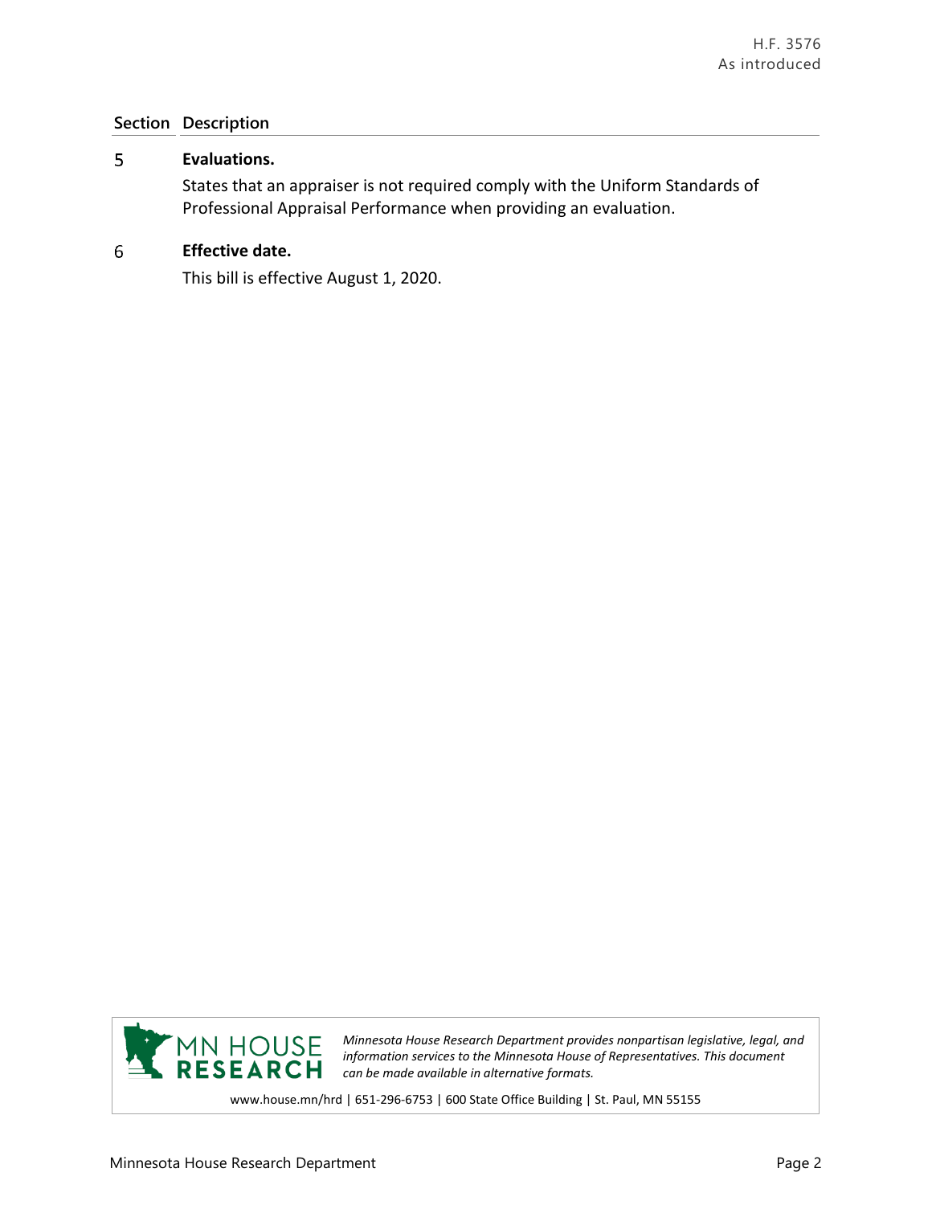| Section | Description |
|---|---|
| 5 | **Evaluations.** States that an appraiser is not required comply with the Uniform Standards of Professional Appraisal Performance when providing an evaluation. |
| 6 | **Effective date.** This bill is effective August 1, 2020. |

*Minnesota House Research Department provides nonpartisan legislative, legal, and information services to the Minnesota House of Representatives. This document can be made available in alternative formats.*

www.house.mn/hrd | 651-296-6753 | 600 State Office Building | St. Paul, MN 55155